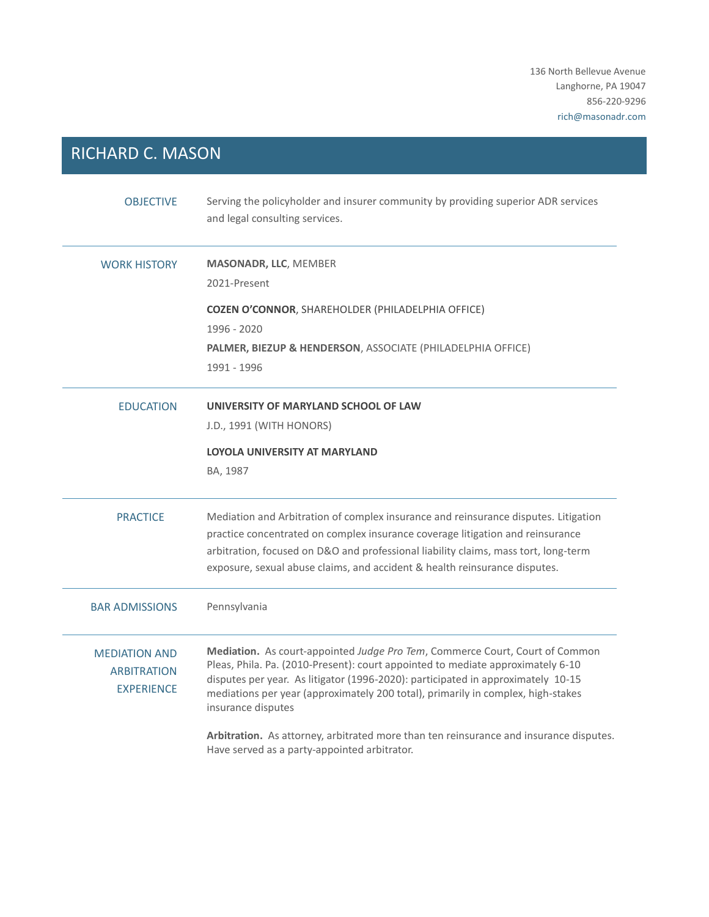136 North Bellevue Avenue
Langhorne, PA 19047
856-220-9296
rich@masonadr.com

# RICHARD C. MASON

## OBJECTIVE

Serving the policyholder and insurer community by providing superior ADR services and legal consulting services.

## WORK HISTORY

**MASONADR, LLC**, MEMBER
2021-Present

**COZEN O'CONNOR**, SHAREHOLDER (PHILADELPHIA OFFICE)
1996 - 2020

**PALMER, BIEZUP & HENDERSON**, ASSOCIATE (PHILADELPHIA OFFICE)
1991 - 1996

## EDUCATION

**UNIVERSITY OF MARYLAND SCHOOL OF LAW**
J.D., 1991 (WITH HONORS)

**LOYOLA UNIVERSITY AT MARYLAND**
BA, 1987

## PRACTICE

Mediation and Arbitration of complex insurance and reinsurance disputes. Litigation practice concentrated on complex insurance coverage litigation and reinsurance arbitration, focused on D&O and professional liability claims, mass tort, long-term exposure, sexual abuse claims, and accident & health reinsurance disputes.

## BAR ADMISSIONS

Pennsylvania

## MEDIATION AND ARBITRATION EXPERIENCE

**Mediation.** As court-appointed *Judge Pro Tem*, Commerce Court, Court of Common Pleas, Phila. Pa. (2010-Present): court appointed to mediate approximately 6-10 disputes per year. As litigator (1996-2020): participated in approximately 10-15 mediations per year (approximately 200 total), primarily in complex, high-stakes insurance disputes

**Arbitration.** As attorney, arbitrated more than ten reinsurance and insurance disputes. Have served as a party-appointed arbitrator.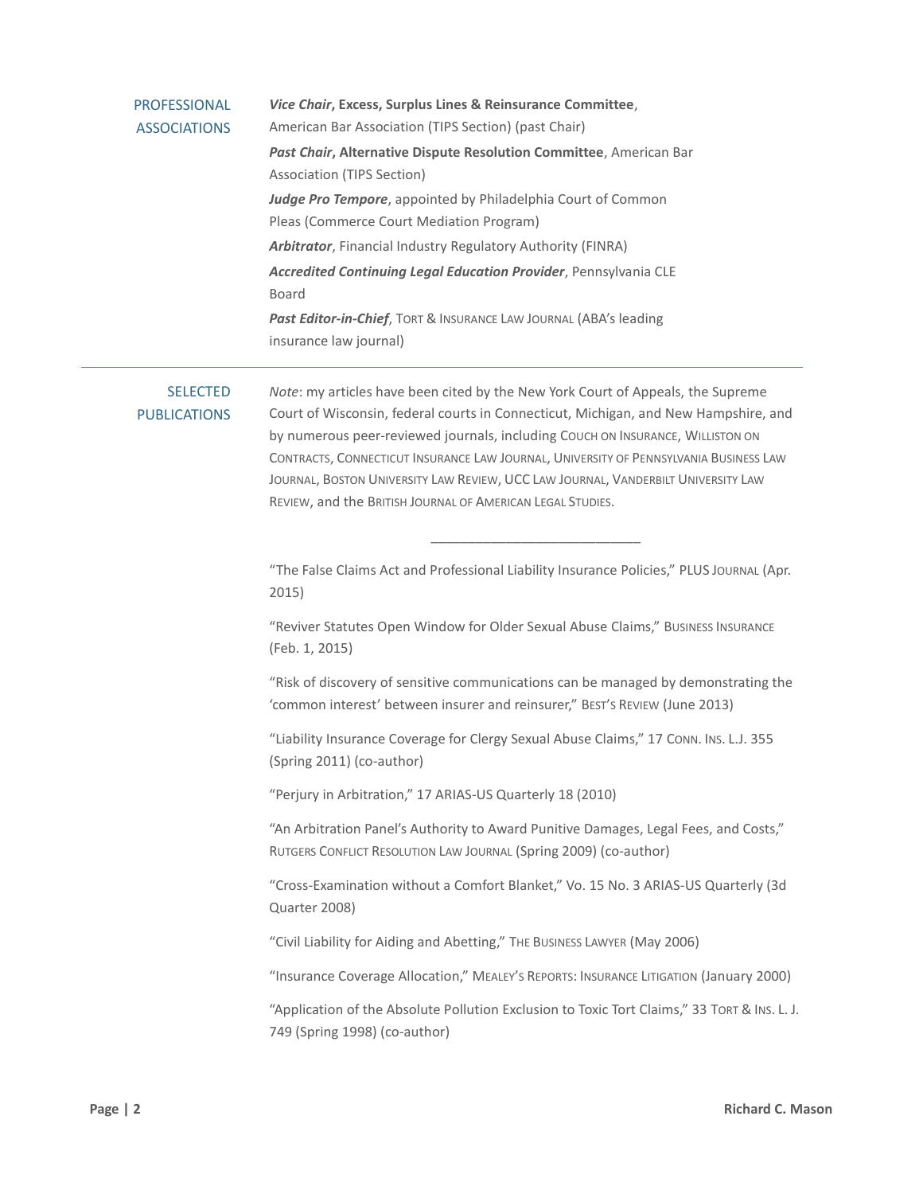## PROFESSIONAL ASSOCIATIONS

***Vice Chair*, Excess, Surplus Lines & Reinsurance Committee**, American Bar Association (TIPS Section) (past Chair)

***Past Chair*, Alternative Dispute Resolution Committee**, American Bar Association (TIPS Section)

***Judge Pro Tempore***, appointed by Philadelphia Court of Common Pleas (Commerce Court Mediation Program)

***Arbitrator***, Financial Industry Regulatory Authority (FINRA)

***Accredited Continuing Legal Education Provider***, Pennsylvania CLE Board

***Past Editor-in-Chief***, TORT & INSURANCE LAW JOURNAL (ABA's leading insurance law journal)

---

## SELECTED PUBLICATIONS

*Note*: my articles have been cited by the New York Court of Appeals, the Supreme Court of Wisconsin, federal courts in Connecticut, Michigan, and New Hampshire, and by numerous peer-reviewed journals, including COUCH ON INSURANCE, WILLISTON ON CONTRACTS, CONNECTICUT INSURANCE LAW JOURNAL, UNIVERSITY OF PENNSYLVANIA BUSINESS LAW JOURNAL, BOSTON UNIVERSITY LAW REVIEW, UCC LAW JOURNAL, VANDERBILT UNIVERSITY LAW REVIEW, and the BRITISH JOURNAL OF AMERICAN LEGAL STUDIES.

---

"The False Claims Act and Professional Liability Insurance Policies," PLUS JOURNAL (Apr. 2015)

"Reviver Statutes Open Window for Older Sexual Abuse Claims," BUSINESS INSURANCE (Feb. 1, 2015)

"Risk of discovery of sensitive communications can be managed by demonstrating the 'common interest' between insurer and reinsurer," BEST'S REVIEW (June 2013)

"Liability Insurance Coverage for Clergy Sexual Abuse Claims," 17 CONN. INS. L.J. 355 (Spring 2011) (co-author)

"Perjury in Arbitration," 17 ARIAS-US Quarterly 18 (2010)

"An Arbitration Panel's Authority to Award Punitive Damages, Legal Fees, and Costs," RUTGERS CONFLICT RESOLUTION LAW JOURNAL (Spring 2009) (co-author)

"Cross-Examination without a Comfort Blanket," Vo. 15 No. 3 ARIAS-US Quarterly (3d Quarter 2008)

"Civil Liability for Aiding and Abetting," THE BUSINESS LAWYER (May 2006)

"Insurance Coverage Allocation," MEALEY'S REPORTS: INSURANCE LITIGATION (January 2000)

"Application of the Absolute Pollution Exclusion to Toxic Tort Claims," 33 TORT & INS. L. J. 749 (Spring 1998) (co-author)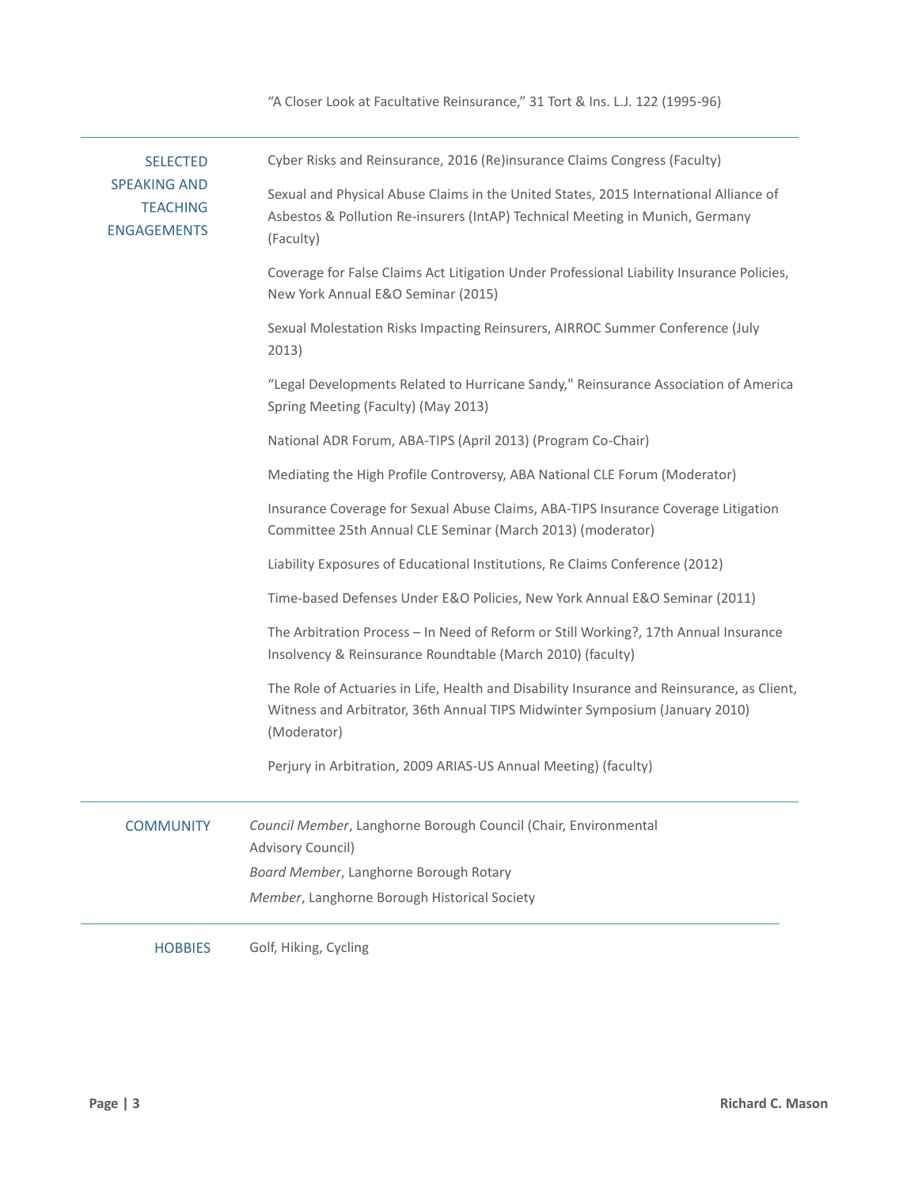"A Closer Look at Facultative Reinsurance," 31 Tort & Ins. L.J. 122 (1995-96)

## SELECTED SPEAKING AND TEACHING ENGAGEMENTS

Cyber Risks and Reinsurance, 2016 (Re)insurance Claims Congress (Faculty)

Sexual and Physical Abuse Claims in the United States, 2015 International Alliance of Asbestos & Pollution Re-insurers (IntAP) Technical Meeting in Munich, Germany (Faculty)

Coverage for False Claims Act Litigation Under Professional Liability Insurance Policies, New York Annual E&O Seminar (2015)

Sexual Molestation Risks Impacting Reinsurers, AIRROC Summer Conference (July 2013)

"Legal Developments Related to Hurricane Sandy," Reinsurance Association of America Spring Meeting (Faculty) (May 2013)

National ADR Forum, ABA-TIPS (April 2013) (Program Co-Chair)

Mediating the High Profile Controversy, ABA National CLE Forum (Moderator)

Insurance Coverage for Sexual Abuse Claims, ABA-TIPS Insurance Coverage Litigation Committee 25th Annual CLE Seminar (March 2013) (moderator)

Liability Exposures of Educational Institutions, Re Claims Conference (2012)

Time-based Defenses Under E&O Policies, New York Annual E&O Seminar (2011)

The Arbitration Process – In Need of Reform or Still Working?, 17th Annual Insurance Insolvency & Reinsurance Roundtable (March 2010) (faculty)

The Role of Actuaries in Life, Health and Disability Insurance and Reinsurance, as Client, Witness and Arbitrator, 36th Annual TIPS Midwinter Symposium (January 2010) (Moderator)

Perjury in Arbitration, 2009 ARIAS-US Annual Meeting) (faculty)

## COMMUNITY

*Council Member*, Langhorne Borough Council (Chair, Environmental Advisory Council)

*Board Member*, Langhorne Borough Rotary

*Member*, Langhorne Borough Historical Society

## HOBBIES

Golf, Hiking, Cycling